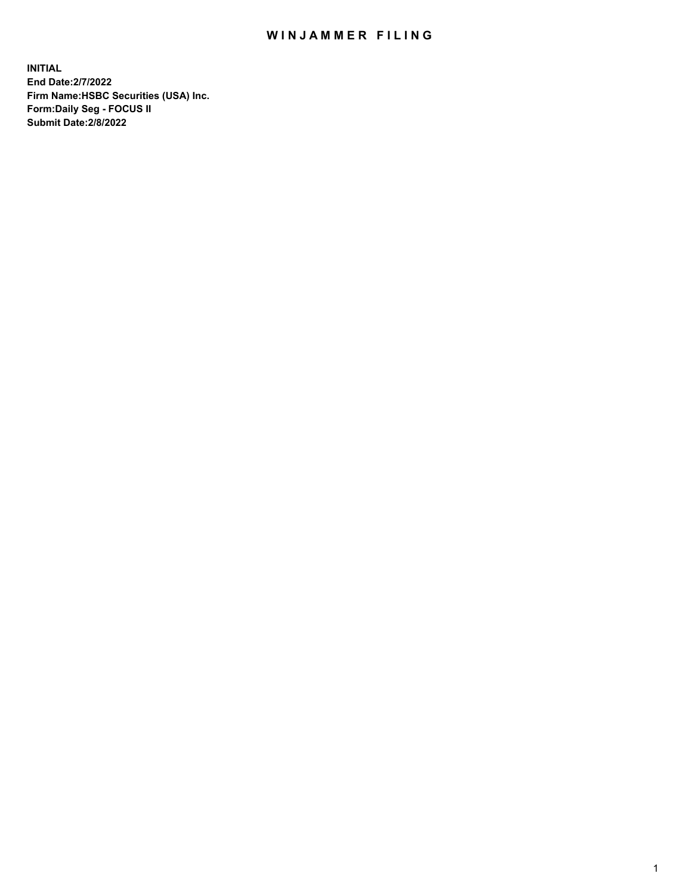# WINJAMMER FILING

**INITIAL**
**End Date:2/7/2022**
**Firm Name:HSBC Securities (USA) Inc.**
**Form:Daily Seg - FOCUS II**
**Submit Date:2/8/2022**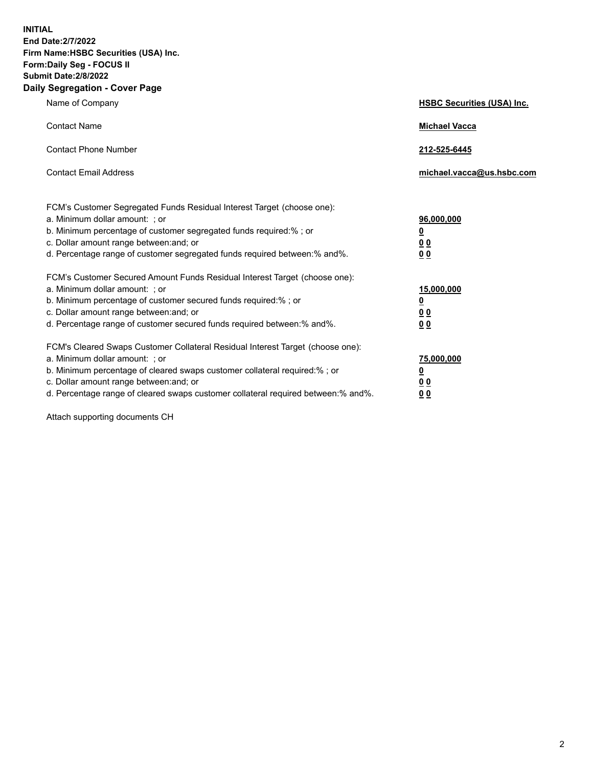**INITIAL**
**End Date:2/7/2022**
**Firm Name:HSBC Securities (USA) Inc.**
**Form:Daily Seg - FOCUS II**
**Submit Date:2/8/2022**

## Daily Segregation - Cover Page

| | |
|---|---|
| Name of Company | **HSBC Securities (USA) Inc.** |
| Contact Name | **Michael Vacca** |
| Contact Phone Number | **212-525-6445** |
| Contact Email Address | **michael.vacca@us.hsbc.com** |

| | |
|---|---|
| FCM's Customer Segregated Funds Residual Interest Target (choose one): | |
| a. Minimum dollar amount: ; or | **96,000,000** |
| b. Minimum percentage of customer segregated funds required:% ; or | **0** |
| c. Dollar amount range between:and; or | **0 0** |
| d. Percentage range of customer segregated funds required between:% and%. | **0 0** |
| FCM's Customer Secured Amount Funds Residual Interest Target (choose one): | |
| a. Minimum dollar amount: ; or | **15,000,000** |
| b. Minimum percentage of customer secured funds required:% ; or | **0** |
| c. Dollar amount range between:and; or | **0 0** |
| d. Percentage range of customer secured funds required between:% and%. | **0 0** |
| FCM's Cleared Swaps Customer Collateral Residual Interest Target (choose one): | |
| a. Minimum dollar amount: ; or | **75,000,000** |
| b. Minimum percentage of cleared swaps customer collateral required:% ; or | **0** |
| c. Dollar amount range between:and; or | **0 0** |
| d. Percentage range of cleared swaps customer collateral required between:% and%. | **0 0** |

Attach supporting documents CH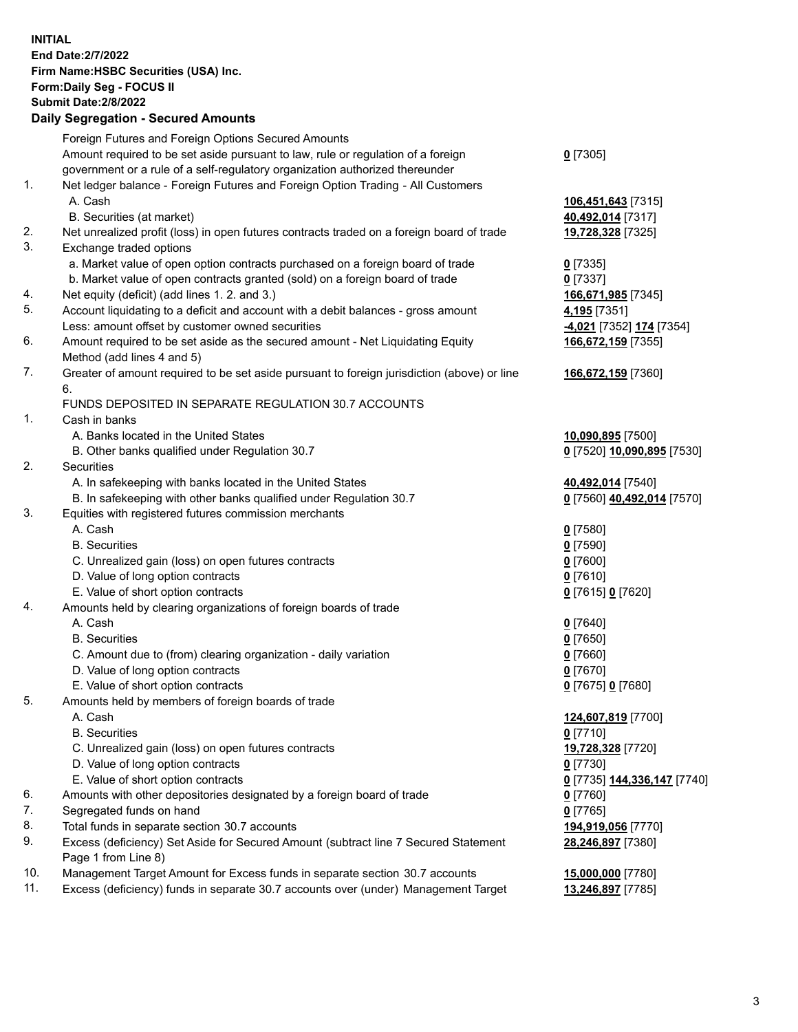**INITIAL**
**End Date:2/7/2022**
**Firm Name:HSBC Securities (USA) Inc.**
**Form:Daily Seg - FOCUS II**
**Submit Date:2/8/2022**

## Daily Segregation - Secured Amounts

| | | |
|---|---|---|
| | Foreign Futures and Foreign Options Secured Amounts | |
| | Amount required to be set aside pursuant to law, rule or regulation of a foreign government or a rule of a self-regulatory organization authorized thereunder | **0** [7305] |
| 1. | Net ledger balance - Foreign Futures and Foreign Option Trading - All Customers | |
| | A. Cash | **106,451,643** [7315] |
| | B. Securities (at market) | **40,492,014** [7317] |
| 2. | Net unrealized profit (loss) in open futures contracts traded on a foreign board of trade | **19,728,328** [7325] |
| 3. | Exchange traded options | |
| | a. Market value of open option contracts purchased on a foreign board of trade | **0** [7335] |
| | b. Market value of open contracts granted (sold) on a foreign board of trade | **0** [7337] |
| 4. | Net equity (deficit) (add lines 1. 2. and 3.) | **166,671,985** [7345] |
| 5. | Account liquidating to a deficit and account with a debit balances - gross amount | **4,195** [7351] |
| | Less: amount offset by customer owned securities | **-4,021** [7352] **174** [7354] |
| 6. | Amount required to be set aside as the secured amount - Net Liquidating Equity Method (add lines 4 and 5) | **166,672,159** [7355] |
| 7. | Greater of amount required to be set aside pursuant to foreign jurisdiction (above) or line 6. | **166,672,159** [7360] |
| | FUNDS DEPOSITED IN SEPARATE REGULATION 30.7 ACCOUNTS | |
| 1. | Cash in banks | |
| | A. Banks located in the United States | **10,090,895** [7500] |
| | B. Other banks qualified under Regulation 30.7 | **0** [7520] **10,090,895** [7530] |
| 2. | Securities | |
| | A. In safekeeping with banks located in the United States | **40,492,014** [7540] |
| | B. In safekeeping with other banks qualified under Regulation 30.7 | **0** [7560] **40,492,014** [7570] |
| 3. | Equities with registered futures commission merchants | |
| | A. Cash | **0** [7580] |
| | B. Securities | **0** [7590] |
| | C. Unrealized gain (loss) on open futures contracts | **0** [7600] |
| | D. Value of long option contracts | **0** [7610] |
| | E. Value of short option contracts | **0** [7615] **0** [7620] |
| 4. | Amounts held by clearing organizations of foreign boards of trade | |
| | A. Cash | **0** [7640] |
| | B. Securities | **0** [7650] |
| | C. Amount due to (from) clearing organization - daily variation | **0** [7660] |
| | D. Value of long option contracts | **0** [7670] |
| | E. Value of short option contracts | **0** [7675] **0** [7680] |
| 5. | Amounts held by members of foreign boards of trade | |
| | A. Cash | **124,607,819** [7700] |
| | B. Securities | **0** [7710] |
| | C. Unrealized gain (loss) on open futures contracts | **19,728,328** [7720] |
| | D. Value of long option contracts | **0** [7730] |
| | E. Value of short option contracts | **0** [7735] **144,336,147** [7740] |
| 6. | Amounts with other depositories designated by a foreign board of trade | **0** [7760] |
| 7. | Segregated funds on hand | **0** [7765] |
| 8. | Total funds in separate section 30.7 accounts | **194,919,056** [7770] |
| 9. | Excess (deficiency) Set Aside for Secured Amount (subtract line 7 Secured Statement Page 1 from Line 8) | **28,246,897** [7380] |
| 10. | Management Target Amount for Excess funds in separate section 30.7 accounts | **15,000,000** [7780] |
| 11. | Excess (deficiency) funds in separate 30.7 accounts over (under) Management Target | **13,246,897** [7785] |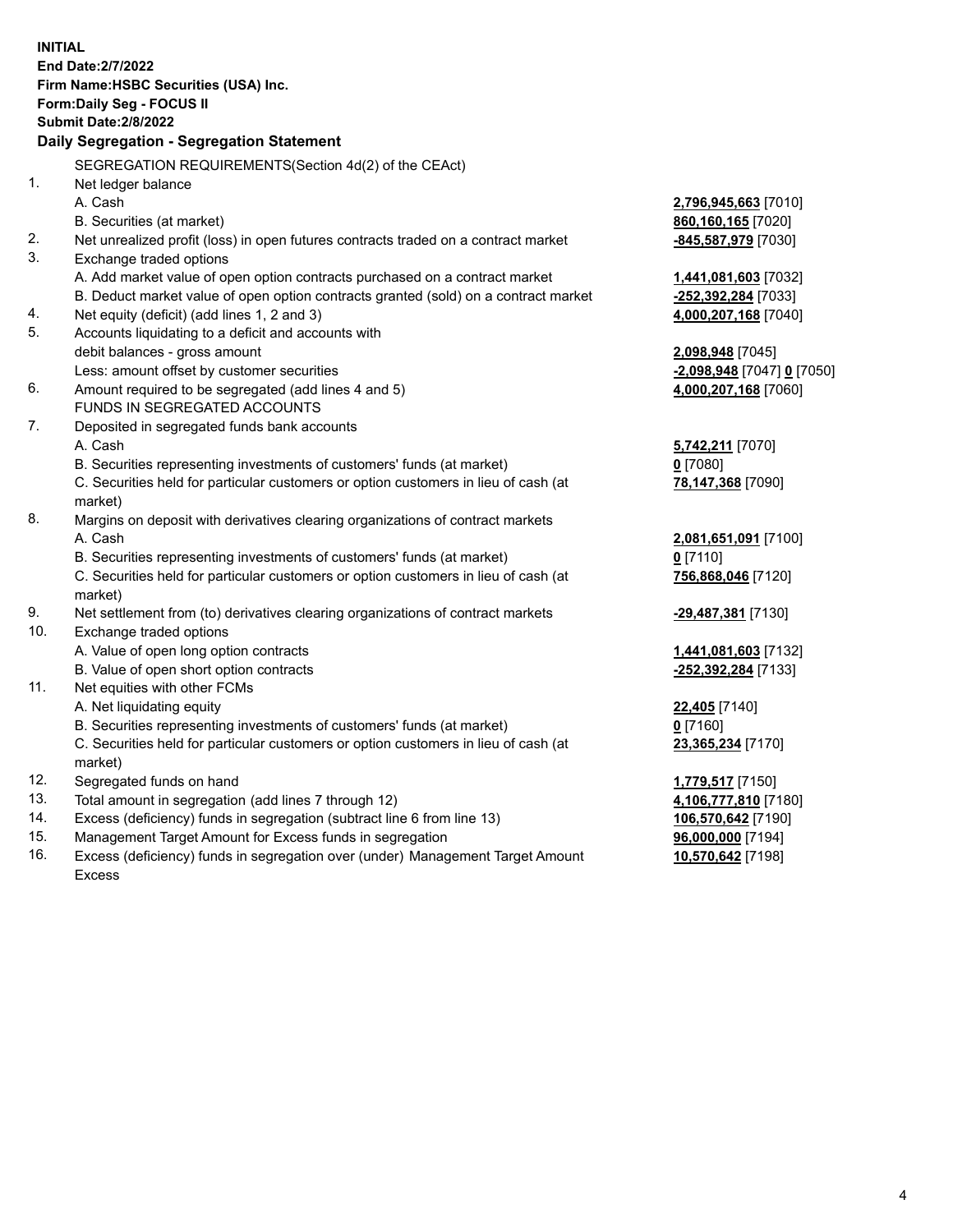**INITIAL**
**End Date:2/7/2022**
**Firm Name:HSBC Securities (USA) Inc.**
**Form:Daily Seg - FOCUS II**
**Submit Date:2/8/2022**

## Daily Segregation - Segregation Statement

| | | |
|---|---|---|
| | SEGREGATION REQUIREMENTS(Section 4d(2) of the CEAct) | |
| 1. | Net ledger balance | |
| | A. Cash | **2,796,945,663** [7010] |
| | B. Securities (at market) | **860,160,165** [7020] |
| 2. | Net unrealized profit (loss) in open futures contracts traded on a contract market | **-845,587,979** [7030] |
| 3. | Exchange traded options | |
| | A. Add market value of open option contracts purchased on a contract market | **1,441,081,603** [7032] |
| | B. Deduct market value of open option contracts granted (sold) on a contract market | **-252,392,284** [7033] |
| 4. | Net equity (deficit) (add lines 1, 2 and 3) | **4,000,207,168** [7040] |
| 5. | Accounts liquidating to a deficit and accounts with | |
| | debit balances - gross amount | **2,098,948** [7045] |
| | Less: amount offset by customer securities | **-2,098,948** [7047] **0** [7050] |
| 6. | Amount required to be segregated (add lines 4 and 5) | **4,000,207,168** [7060] |
| | FUNDS IN SEGREGATED ACCOUNTS | |
| 7. | Deposited in segregated funds bank accounts | |
| | A. Cash | **5,742,211** [7070] |
| | B. Securities representing investments of customers' funds (at market) | **0** [7080] |
| | C. Securities held for particular customers or option customers in lieu of cash (at market) | **78,147,368** [7090] |
| 8. | Margins on deposit with derivatives clearing organizations of contract markets | |
| | A. Cash | **2,081,651,091** [7100] |
| | B. Securities representing investments of customers' funds (at market) | **0** [7110] |
| | C. Securities held for particular customers or option customers in lieu of cash (at market) | **756,868,046** [7120] |
| 9. | Net settlement from (to) derivatives clearing organizations of contract markets | **-29,487,381** [7130] |
| 10. | Exchange traded options | |
| | A. Value of open long option contracts | **1,441,081,603** [7132] |
| | B. Value of open short option contracts | **-252,392,284** [7133] |
| 11. | Net equities with other FCMs | |
| | A. Net liquidating equity | **22,405** [7140] |
| | B. Securities representing investments of customers' funds (at market) | **0** [7160] |
| | C. Securities held for particular customers or option customers in lieu of cash (at market) | **23,365,234** [7170] |
| 12. | Segregated funds on hand | **1,779,517** [7150] |
| 13. | Total amount in segregation (add lines 7 through 12) | **4,106,777,810** [7180] |
| 14. | Excess (deficiency) funds in segregation (subtract line 6 from line 13) | **106,570,642** [7190] |
| 15. | Management Target Amount for Excess funds in segregation | **96,000,000** [7194] |
| 16. | Excess (deficiency) funds in segregation over (under) Management Target Amount Excess | **10,570,642** [7198] |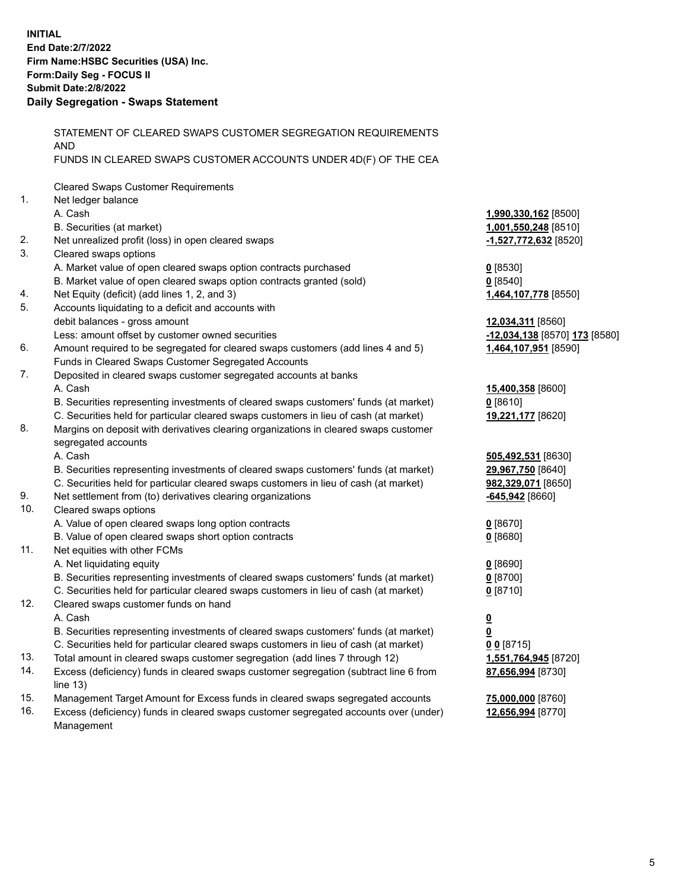**INITIAL**
**End Date:2/7/2022**
**Firm Name:HSBC Securities (USA) Inc.**
**Form:Daily Seg - FOCUS II**
**Submit Date:2/8/2022**
**Daily Segregation - Swaps Statement**

STATEMENT OF CLEARED SWAPS CUSTOMER SEGREGATION REQUIREMENTS AND FUNDS IN CLEARED SWAPS CUSTOMER ACCOUNTS UNDER 4D(F) OF THE CEA

| | | |
|---|---|---|
| | Cleared Swaps Customer Requirements | |
| 1. | Net ledger balance | |
| | A. Cash | **1,990,330,162** [8500] |
| | B. Securities (at market) | **1,001,550,248** [8510] |
| 2. | Net unrealized profit (loss) in open cleared swaps | **-1,527,772,632** [8520] |
| 3. | Cleared swaps options | |
| | A. Market value of open cleared swaps option contracts purchased | **0** [8530] |
| | B. Market value of open cleared swaps option contracts granted (sold) | **0** [8540] |
| 4. | Net Equity (deficit) (add lines 1, 2, and 3) | **1,464,107,778** [8550] |
| 5. | Accounts liquidating to a deficit and accounts with debit balances - gross amount | **12,034,311** [8560] |
| | Less: amount offset by customer owned securities | **-12,034,138** [8570] **173** [8580] |
| 6. | Amount required to be segregated for cleared swaps customers (add lines 4 and 5) | **1,464,107,951** [8590] |
| | Funds in Cleared Swaps Customer Segregated Accounts | |
| 7. | Deposited in cleared swaps customer segregated accounts at banks | |
| | A. Cash | **15,400,358** [8600] |
| | B. Securities representing investments of cleared swaps customers' funds (at market) | **0** [8610] |
| | C. Securities held for particular cleared swaps customers in lieu of cash (at market) | **19,221,177** [8620] |
| 8. | Margins on deposit with derivatives clearing organizations in cleared swaps customer segregated accounts | |
| | A. Cash | **505,492,531** [8630] |
| | B. Securities representing investments of cleared swaps customers' funds (at market) | **29,967,750** [8640] |
| | C. Securities held for particular cleared swaps customers in lieu of cash (at market) | **982,329,071** [8650] |
| 9. | Net settlement from (to) derivatives clearing organizations | **-645,942** [8660] |
| 10. | Cleared swaps options | |
| | A. Value of open cleared swaps long option contracts | **0** [8670] |
| | B. Value of open cleared swaps short option contracts | **0** [8680] |
| 11. | Net equities with other FCMs | |
| | A. Net liquidating equity | **0** [8690] |
| | B. Securities representing investments of cleared swaps customers' funds (at market) | **0** [8700] |
| | C. Securities held for particular cleared swaps customers in lieu of cash (at market) | **0** [8710] |
| 12. | Cleared swaps customer funds on hand | |
| | A. Cash | **0** |
| | B. Securities representing investments of cleared swaps customers' funds (at market) | **0** |
| | C. Securities held for particular cleared swaps customers in lieu of cash (at market) | **0** **0** [8715] |
| 13. | Total amount in cleared swaps customer segregation (add lines 7 through 12) | **1,551,764,945** [8720] |
| 14. | Excess (deficiency) funds in cleared swaps customer segregation (subtract line 6 from line 13) | **87,656,994** [8730] |
| 15. | Management Target Amount for Excess funds in cleared swaps segregated accounts | **75,000,000** [8760] |
| 16. | Excess (deficiency) funds in cleared swaps customer segregated accounts over (under) Management | **12,656,994** [8770] |